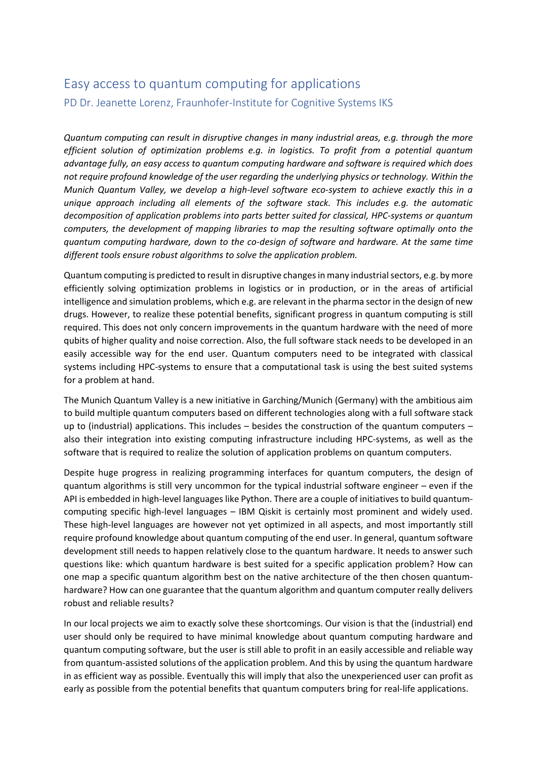# Easy access to quantum computing for applications

## PD Dr. Jeanette Lorenz, Fraunhofer-Institute for Cognitive Systems IKS

*Quantum computing can result in disruptive changes in many industrial areas, e.g. through the more efficient solution of optimization problems e.g. in logistics. To profit from a potential quantum advantage fully, an easy access to quantum computing hardware and software is required which does not require profound knowledge of the user regarding the underlying physics or technology. Within the Munich Quantum Valley, we develop a high-level software eco-system to achieve exactly this in a unique approach including all elements of the software stack. This includes e.g. the automatic decomposition of application problems into parts better suited for classical, HPC-systems or quantum computers, the development of mapping libraries to map the resulting software optimally onto the quantum computing hardware, down to the co-design of software and hardware. At the same time different tools ensure robust algorithms to solve the application problem.*

Quantum computing is predicted to result in disruptive changes in many industrial sectors, e.g. by more efficiently solving optimization problems in logistics or in production, or in the areas of artificial intelligence and simulation problems, which e.g. are relevant in the pharma sector in the design of new drugs. However, to realize these potential benefits, significant progress in quantum computing is still required. This does not only concern improvements in the quantum hardware with the need of more qubits of higher quality and noise correction. Also, the full software stack needs to be developed in an easily accessible way for the end user. Quantum computers need to be integrated with classical systems including HPC-systems to ensure that a computational task is using the best suited systems for a problem at hand.

The Munich Quantum Valley is a new initiative in Garching/Munich (Germany) with the ambitious aim to build multiple quantum computers based on different technologies along with a full software stack up to (industrial) applications. This includes – besides the construction of the quantum computers – also their integration into existing computing infrastructure including HPC-systems, as well as the software that is required to realize the solution of application problems on quantum computers.

Despite huge progress in realizing programming interfaces for quantum computers, the design of quantum algorithms is still very uncommon for the typical industrial software engineer – even if the API is embedded in high-level languages like Python. There are a couple of initiatives to build quantum-computing specific high-level languages – IBM Qiskit is certainly most prominent and widely used. These high-level languages are however not yet optimized in all aspects, and most importantly still require profound knowledge about quantum computing of the end user. In general, quantum software development still needs to happen relatively close to the quantum hardware. It needs to answer such questions like: which quantum hardware is best suited for a specific application problem? How can one map a specific quantum algorithm best on the native architecture of the then chosen quantum-hardware? How can one guarantee that the quantum algorithm and quantum computer really delivers robust and reliable results?

In our local projects we aim to exactly solve these shortcomings. Our vision is that the (industrial) end user should only be required to have minimal knowledge about quantum computing hardware and quantum computing software, but the user is still able to profit in an easily accessible and reliable way from quantum-assisted solutions of the application problem. And this by using the quantum hardware in as efficient way as possible. Eventually this will imply that also the unexperienced user can profit as early as possible from the potential benefits that quantum computers bring for real-life applications.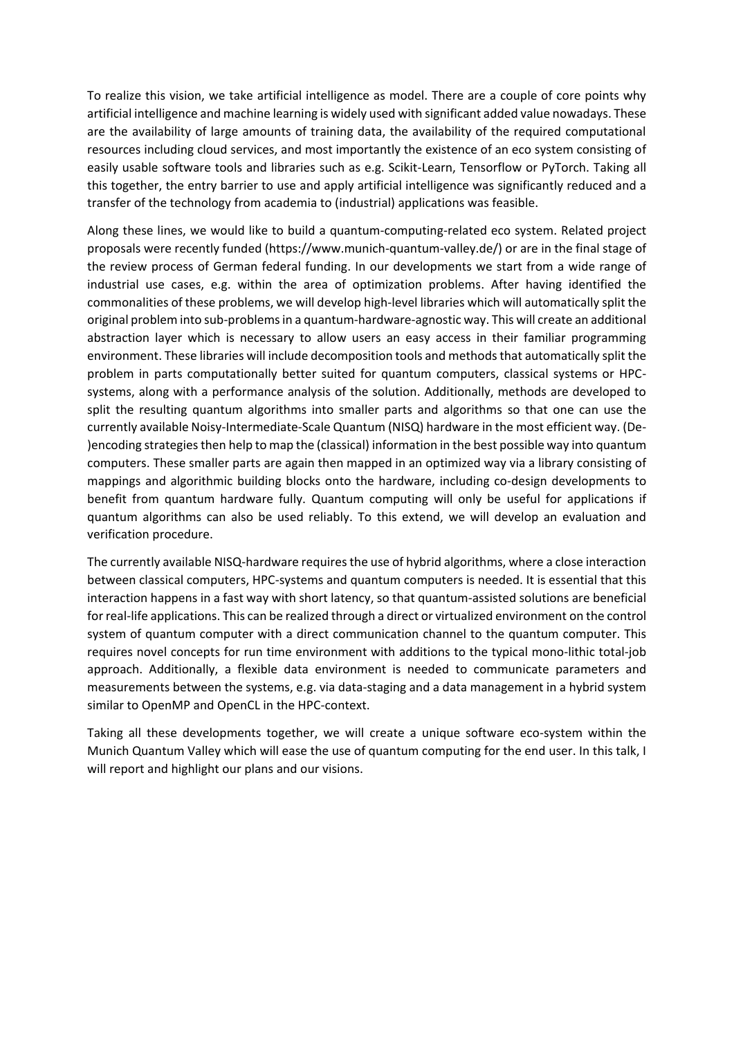To realize this vision, we take artificial intelligence as model. There are a couple of core points why artificial intelligence and machine learning is widely used with significant added value nowadays. These are the availability of large amounts of training data, the availability of the required computational resources including cloud services, and most importantly the existence of an eco system consisting of easily usable software tools and libraries such as e.g. Scikit-Learn, Tensorflow or PyTorch. Taking all this together, the entry barrier to use and apply artificial intelligence was significantly reduced and a transfer of the technology from academia to (industrial) applications was feasible.

Along these lines, we would like to build a quantum-computing-related eco system. Related project proposals were recently funded (https://www.munich-quantum-valley.de/) or are in the final stage of the review process of German federal funding. In our developments we start from a wide range of industrial use cases, e.g. within the area of optimization problems. After having identified the commonalities of these problems, we will develop high-level libraries which will automatically split the original problem into sub-problems in a quantum-hardware-agnostic way. This will create an additional abstraction layer which is necessary to allow users an easy access in their familiar programming environment. These libraries will include decomposition tools and methods that automatically split the problem in parts computationally better suited for quantum computers, classical systems or HPC-systems, along with a performance analysis of the solution. Additionally, methods are developed to split the resulting quantum algorithms into smaller parts and algorithms so that one can use the currently available Noisy-Intermediate-Scale Quantum (NISQ) hardware in the most efficient way. (De-)encoding strategies then help to map the (classical) information in the best possible way into quantum computers. These smaller parts are again then mapped in an optimized way via a library consisting of mappings and algorithmic building blocks onto the hardware, including co-design developments to benefit from quantum hardware fully. Quantum computing will only be useful for applications if quantum algorithms can also be used reliably. To this extend, we will develop an evaluation and verification procedure.

The currently available NISQ-hardware requires the use of hybrid algorithms, where a close interaction between classical computers, HPC-systems and quantum computers is needed. It is essential that this interaction happens in a fast way with short latency, so that quantum-assisted solutions are beneficial for real-life applications. This can be realized through a direct or virtualized environment on the control system of quantum computer with a direct communication channel to the quantum computer. This requires novel concepts for run time environment with additions to the typical mono-lithic total-job approach. Additionally, a flexible data environment is needed to communicate parameters and measurements between the systems, e.g. via data-staging and a data management in a hybrid system similar to OpenMP and OpenCL in the HPC-context.

Taking all these developments together, we will create a unique software eco-system within the Munich Quantum Valley which will ease the use of quantum computing for the end user. In this talk, I will report and highlight our plans and our visions.